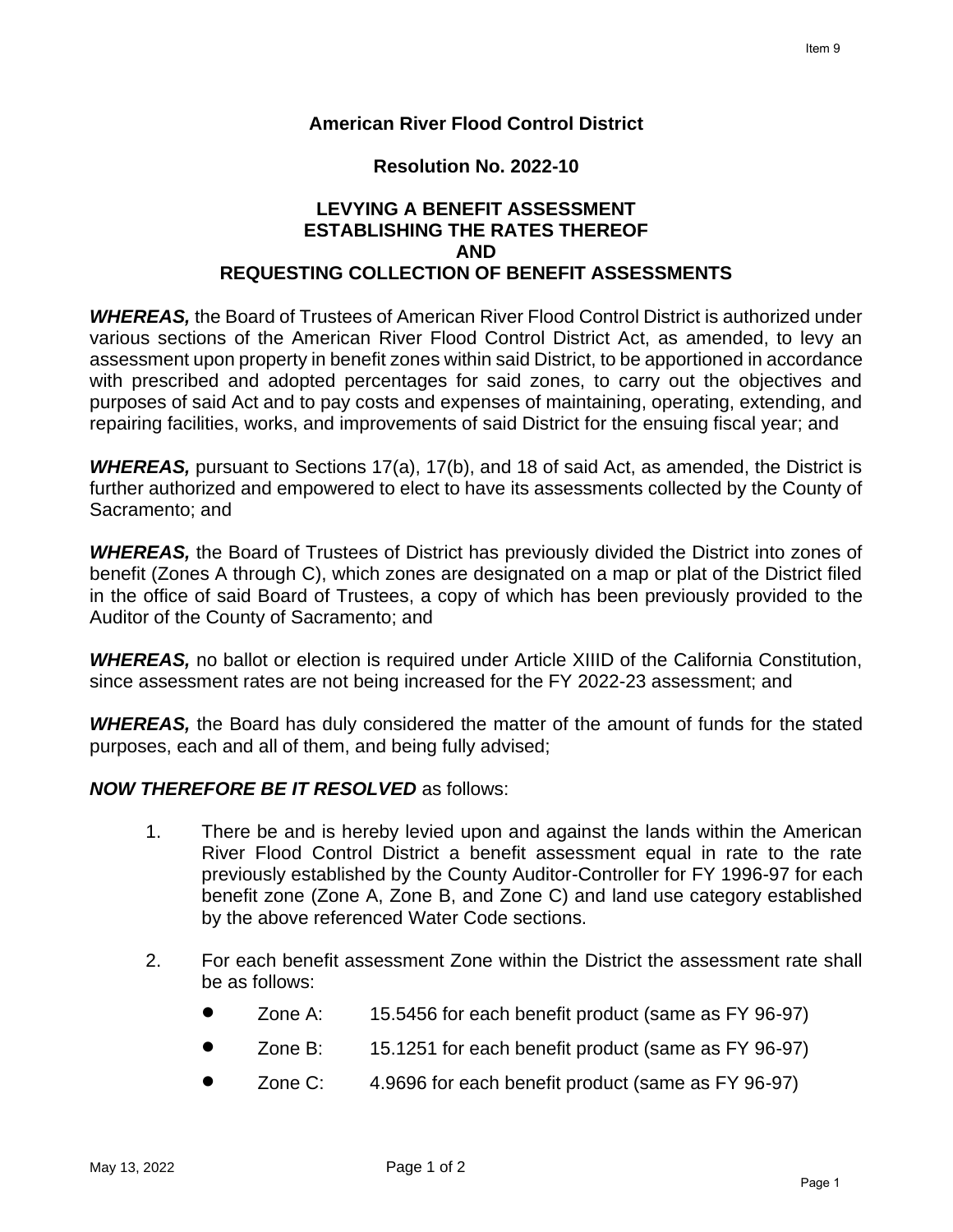**American River Flood Control District**

**Resolution No. 2022-10**

**LEVYING A BENEFIT ASSESSMENT**
**ESTABLISHING THE RATES THEREOF**
**AND**
**REQUESTING COLLECTION OF BENEFIT ASSESSMENTS**

***WHEREAS,*** the Board of Trustees of American River Flood Control District is authorized under various sections of the American River Flood Control District Act, as amended, to levy an assessment upon property in benefit zones within said District, to be apportioned in accordance with prescribed and adopted percentages for said zones, to carry out the objectives and purposes of said Act and to pay costs and expenses of maintaining, operating, extending, and repairing facilities, works, and improvements of said District for the ensuing fiscal year; and

***WHEREAS,*** pursuant to Sections 17(a), 17(b), and 18 of said Act, as amended, the District is further authorized and empowered to elect to have its assessments collected by the County of Sacramento; and

***WHEREAS,*** the Board of Trustees of District has previously divided the District into zones of benefit (Zones A through C), which zones are designated on a map or plat of the District filed in the office of said Board of Trustees, a copy of which has been previously provided to the Auditor of the County of Sacramento; and

***WHEREAS,*** no ballot or election is required under Article XIIID of the California Constitution, since assessment rates are not being increased for the FY 2022-23 assessment; and

***WHEREAS,*** the Board has duly considered the matter of the amount of funds for the stated purposes, each and all of them, and being fully advised;

***NOW THEREFORE BE IT RESOLVED*** as follows:

1. There be and is hereby levied upon and against the lands within the American River Flood Control District a benefit assessment equal in rate to the rate previously established by the County Auditor-Controller for FY 1996-97 for each benefit zone (Zone A, Zone B, and Zone C) and land use category established by the above referenced Water Code sections.

2. For each benefit assessment Zone within the District the assessment rate shall be as follows:
   - Zone A: 15.5456 for each benefit product (same as FY 96-97)
   - Zone B: 15.1251 for each benefit product (same as FY 96-97)
   - Zone C: 4.9696 for each benefit product (same as FY 96-97)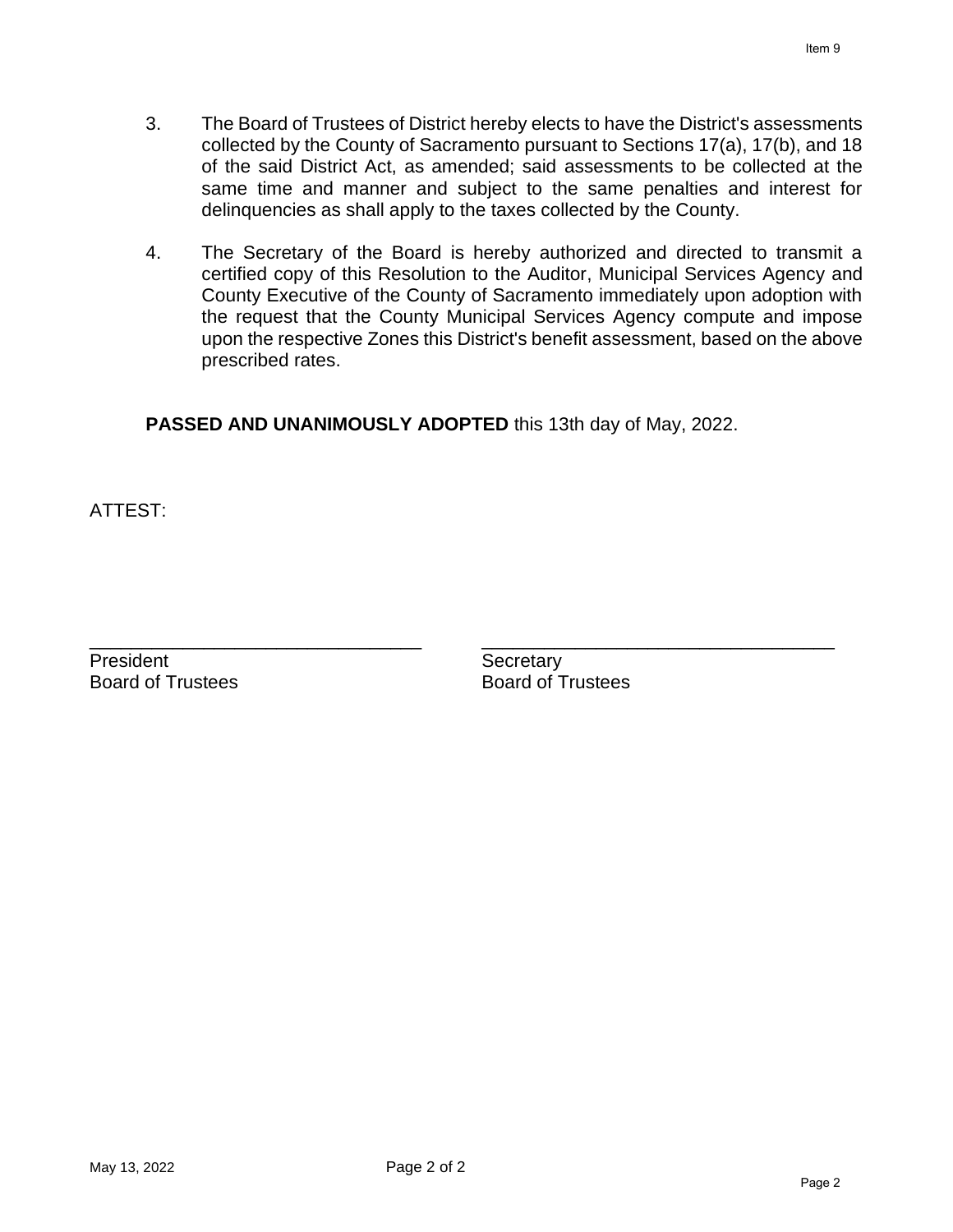3. The Board of Trustees of District hereby elects to have the District's assessments collected by the County of Sacramento pursuant to Sections 17(a), 17(b), and 18 of the said District Act, as amended; said assessments to be collected at the same time and manner and subject to the same penalties and interest for delinquencies as shall apply to the taxes collected by the County.

4. The Secretary of the Board is hereby authorized and directed to transmit a certified copy of this Resolution to the Auditor, Municipal Services Agency and County Executive of the County of Sacramento immediately upon adoption with the request that the County Municipal Services Agency compute and impose upon the respective Zones this District's benefit assessment, based on the above prescribed rates.

**PASSED AND UNANIMOUSLY ADOPTED** this 13th day of May, 2022.

ATTEST:

| | |
|---|---|
| ________________________________ | ________________________________ |
| President<br>Board of Trustees | Secretary<br>Board of Trustees |